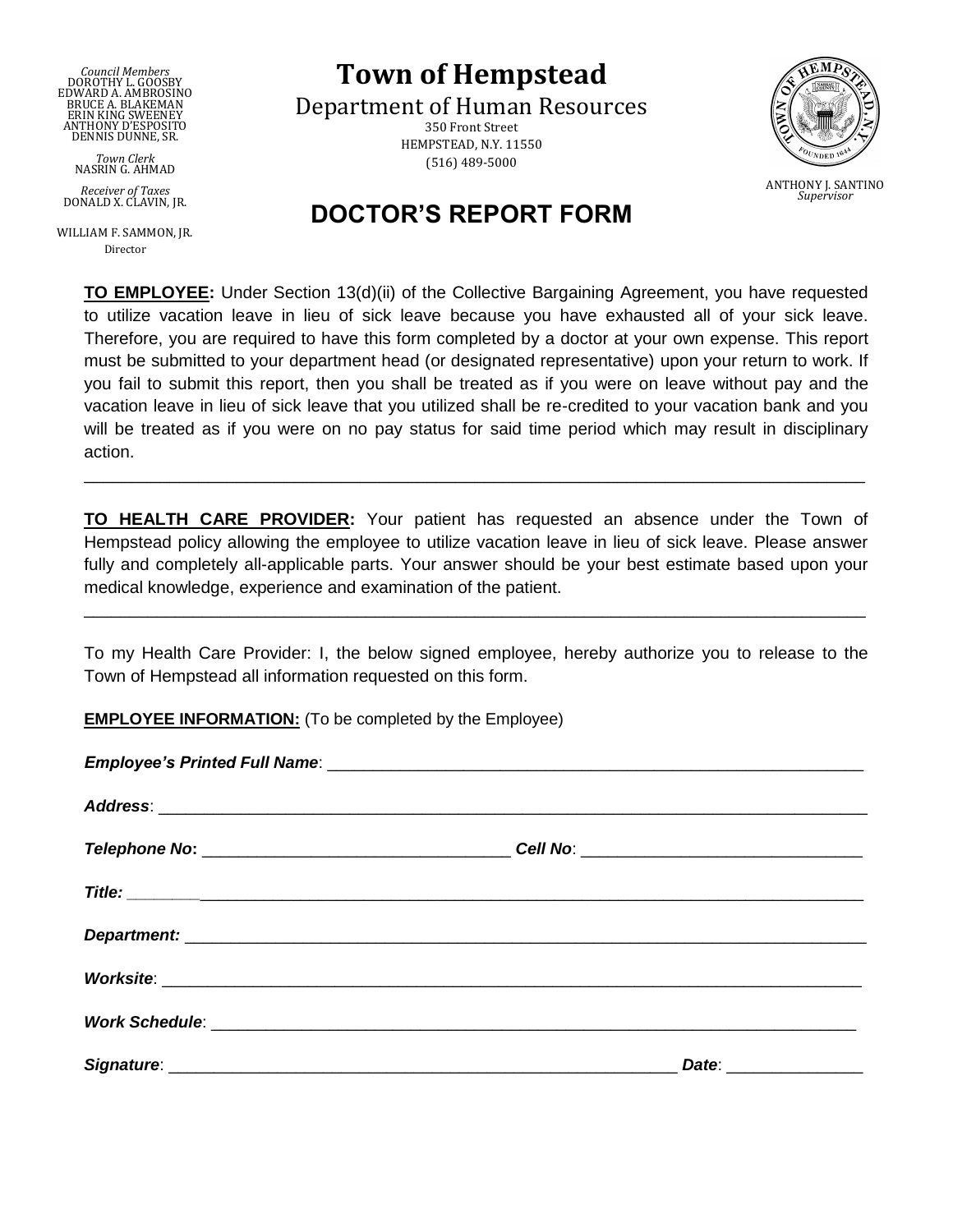*Council Members*
DOROTHY L. GOOSBY
EDWARD A. AMBROSINO
BRUCE A. BLAKEMAN
ERIN KING SWEENEY
ANTHONY D'ESPOSITO
DENNIS DUNNE, SR.

*Town Clerk*
NASRIN G. AHMAD

*Receiver of Taxes*
DONALD X. CLAVIN, JR.

WILLIAM F. SAMMON, JR.
Director

# Town of Hempstead

Department of Human Resources
350 Front Street
HEMPSTEAD, N.Y. 11550
(516) 489-5000

ANTHONY J. SANTINO
*Supervisor*

## DOCTOR'S REPORT FORM

**TO EMPLOYEE:** Under Section 13(d)(ii) of the Collective Bargaining Agreement, you have requested to utilize vacation leave in lieu of sick leave because you have exhausted all of your sick leave. Therefore, you are required to have this form completed by a doctor at your own expense. This report must be submitted to your department head (or designated representative) upon your return to work. If you fail to submit this report, then you shall be treated as if you were on leave without pay and the vacation leave in lieu of sick leave that you utilized shall be re-credited to your vacation bank and you will be treated as if you were on no pay status for said time period which may result in disciplinary action.

---

**TO HEALTH CARE PROVIDER:** Your patient has requested an absence under the Town of Hempstead policy allowing the employee to utilize vacation leave in lieu of sick leave. Please answer fully and completely all-applicable parts. Your answer should be your best estimate based upon your medical knowledge, experience and examination of the patient.

---

To my Health Care Provider: I, the below signed employee, hereby authorize you to release to the Town of Hempstead all information requested on this form.

**EMPLOYEE INFORMATION:** (To be completed by the Employee)

***Employee's Printed Full Name***: ____________________________________________

***Address***: ____________________________________________

***Telephone No***: ______________________ ***Cell No***: ______________________

***Title:*** ____________________________________________

***Department:*** ____________________________________________

***Worksite***: ____________________________________________

***Work Schedule***: ____________________________________________

***Signature***: ______________________________ ***Date***: ______________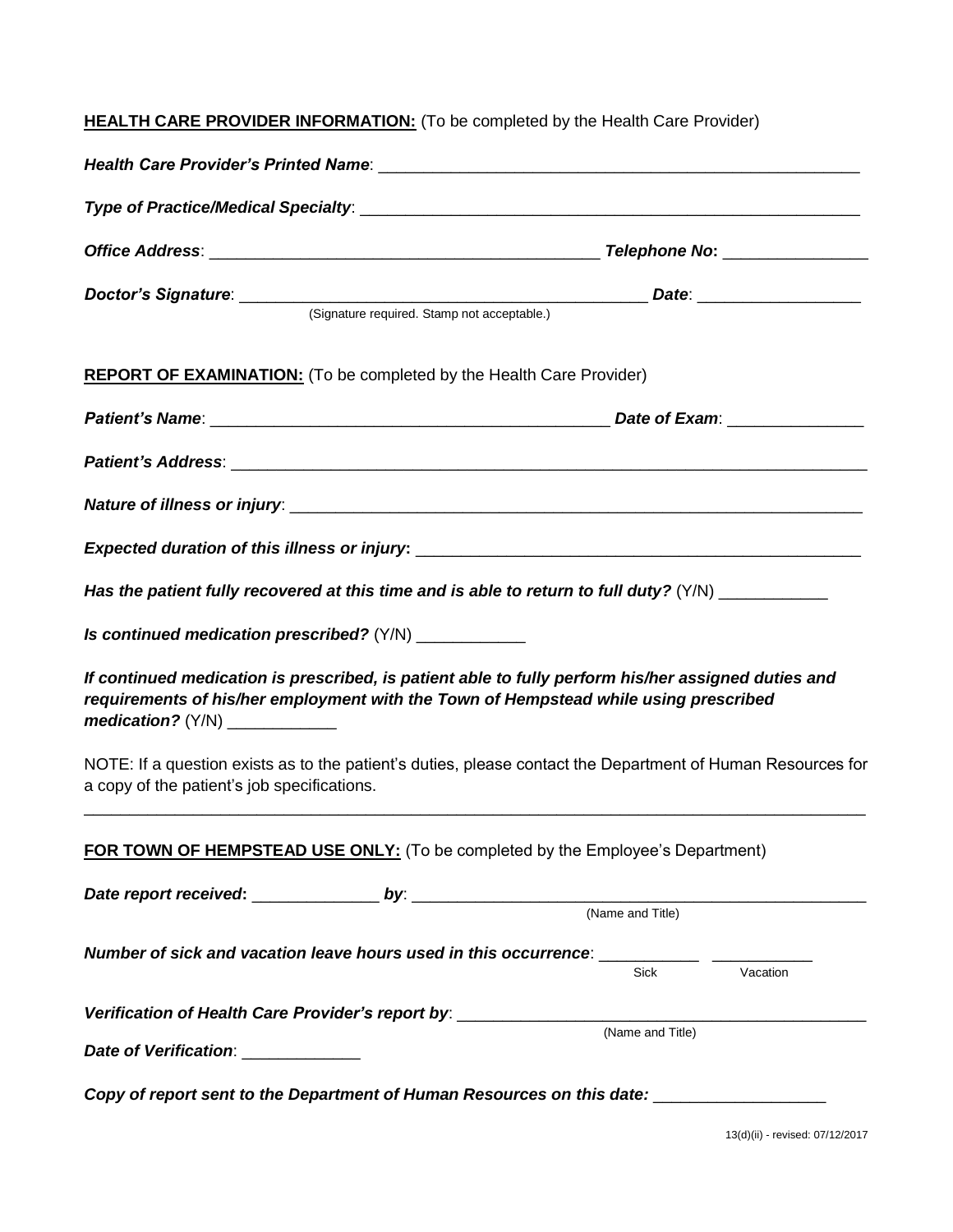**HEALTH CARE PROVIDER INFORMATION:** (To be completed by the Health Care Provider)

***Health Care Provider's Printed Name***: ______________________________________________________

***Type of Practice/Medical Specialty***: ______________________________________________________

***Office Address***: ____________________________________________ ***Telephone No*:** ________________

***Doctor's Signature***: _____________________________________________ ***Date***: __________________
(Signature required. Stamp not acceptable.)

**REPORT OF EXAMINATION:** (To be completed by the Health Care Provider)

***Patient's Name***: ____________________________________________ ***Date of Exam***: _______________

***Patient's Address***: ______________________________________________________________________

***Nature of illness or injury***: _________________________________________________________________

***Expected duration of this illness or injury*:** ___________________________________________________

***Has the patient fully recovered at this time and is able to return to full duty?*** (Y/N) ____________

***Is continued medication prescribed?*** (Y/N) ____________

***If continued medication is prescribed, is patient able to fully perform his/her assigned duties and requirements of his/her employment with the Town of Hempstead while using prescribed medication?*** (Y/N) ____________

NOTE: If a question exists as to the patient's duties, please contact the Department of Human Resources for a copy of the patient's job specifications.

---

**FOR TOWN OF HEMPSTEAD USE ONLY:** (To be completed by the Employee's Department)

***Date report received*:** ______________ ***by***: ____________________________________________
(Name and Title)

***Number of sick and vacation leave hours used in this occurrence***: ___________ ___________
Sick Vacation

***Verification of Health Care Provider's report by***: ____________________________________________
(Name and Title)

***Date of Verification***: _____________

***Copy of report sent to the Department of Human Resources on this date:*** ___________________

13(d)(ii) - revised: 07/12/2017